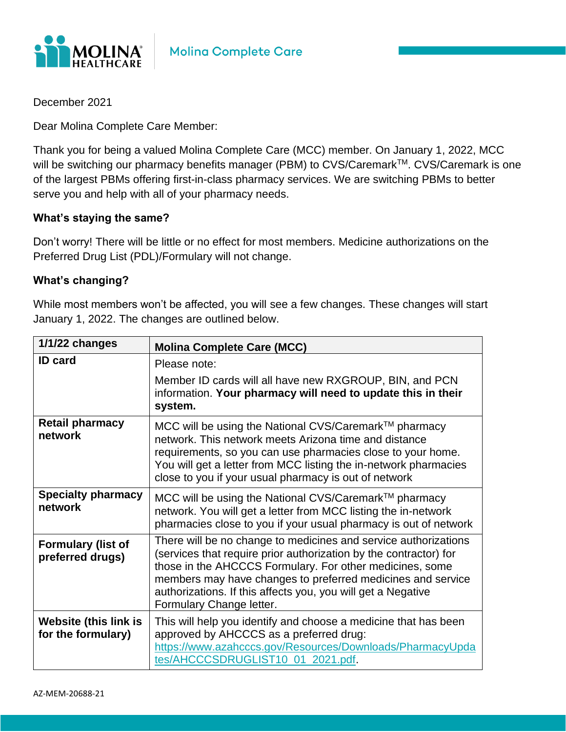Molina Complete Care

December 2021

Dear Molina Complete Care Member:

Thank you for being a valued Molina Complete Care (MCC) member. On January 1, 2022, MCC will be switching our pharmacy benefits manager (PBM) to CVS/Caremark™. CVS/Caremark is one of the largest PBMs offering first-in-class pharmacy services. We are switching PBMs to better serve you and help with all of your pharmacy needs.

**What's staying the same?**

Don't worry! There will be little or no effect for most members. Medicine authorizations on the Preferred Drug List (PDL)/Formulary will not change.

**What's changing?**

While most members won't be affected, you will see a few changes. These changes will start January 1, 2022. The changes are outlined below.

| 1/1/22 changes | Molina Complete Care (MCC) |
|---|---|
| **ID card** | Please note: Member ID cards will all have new RXGROUP, BIN, and PCN information. **Your pharmacy will need to update this in their system.** |
| **Retail pharmacy network** | MCC will be using the National CVS/Caremark™ pharmacy network. This network meets Arizona time and distance requirements, so you can use pharmacies close to your home. You will get a letter from MCC listing the in-network pharmacies close to you if your usual pharmacy is out of network |
| **Specialty pharmacy network** | MCC will be using the National CVS/Caremark™ pharmacy network. You will get a letter from MCC listing the in-network pharmacies close to you if your usual pharmacy is out of network |
| **Formulary (list of preferred drugs)** | There will be no change to medicines and service authorizations (services that require prior authorization by the contractor) for those in the AHCCCS Formulary. For other medicines, some members may have changes to preferred medicines and service authorizations. If this affects you, you will get a Negative Formulary Change letter. |
| **Website (this link is for the formulary)** | This will help you identify and choose a medicine that has been approved by AHCCCS as a preferred drug: https://www.azahcccs.gov/Resources/Downloads/PharmacyUpdates/AHCCCSDRUGLIST10_01_2021.pdf. |

AZ-MEM-20688-21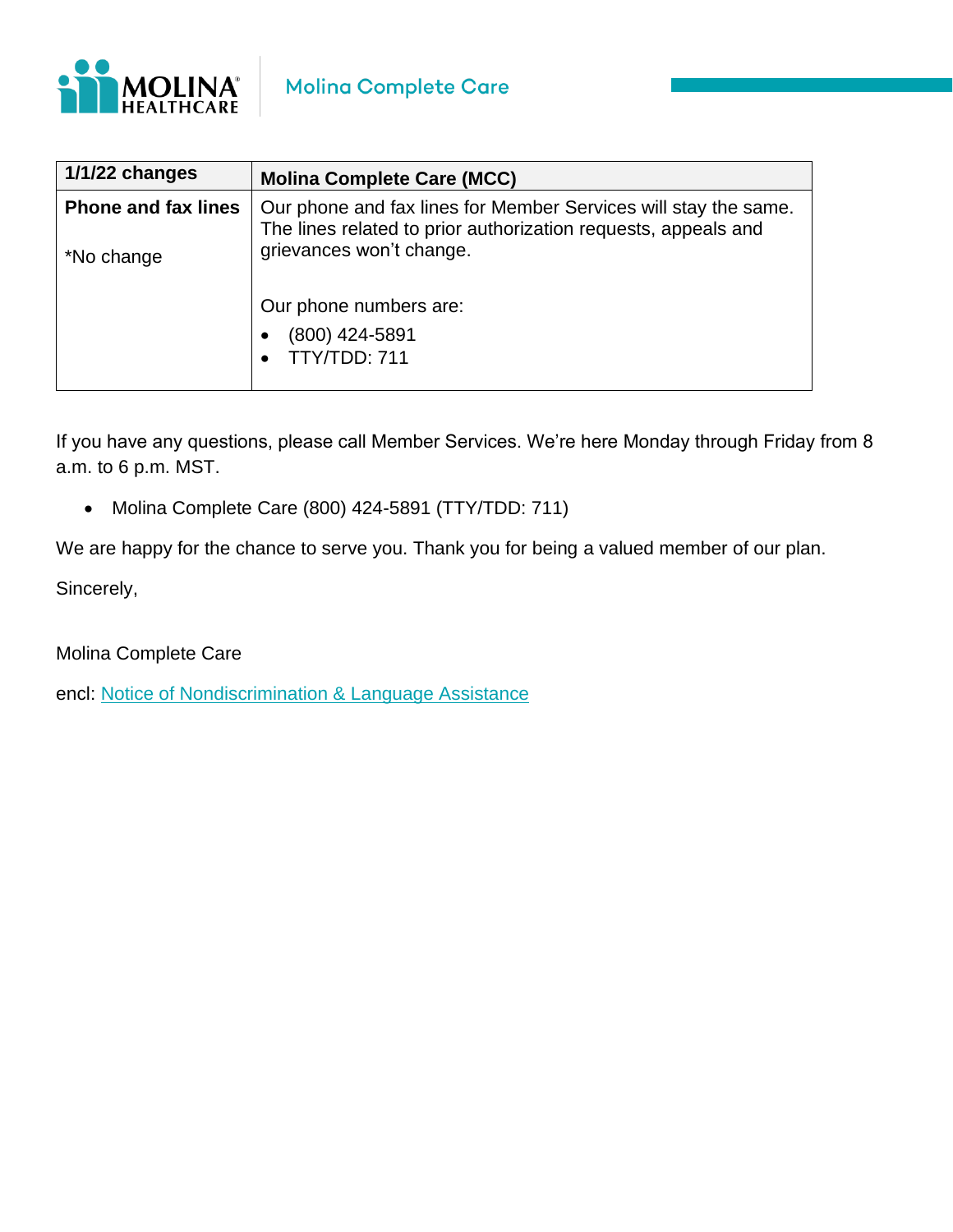| 1/1/22 changes | Molina Complete Care (MCC) |
|---|---|
| **Phone and fax lines**<br><br>*No change | Our phone and fax lines for Member Services will stay the same. The lines related to prior authorization requests, appeals and grievances won't change.<br><br>Our phone numbers are:<br>• (800) 424-5891<br>• TTY/TDD: 711 |

If you have any questions, please call Member Services. We're here Monday through Friday from 8 a.m. to 6 p.m. MST.

- Molina Complete Care (800) 424-5891 (TTY/TDD: 711)

We are happy for the chance to serve you. Thank you for being a valued member of our plan.

Sincerely,

Molina Complete Care

encl: Notice of Nondiscrimination & Language Assistance